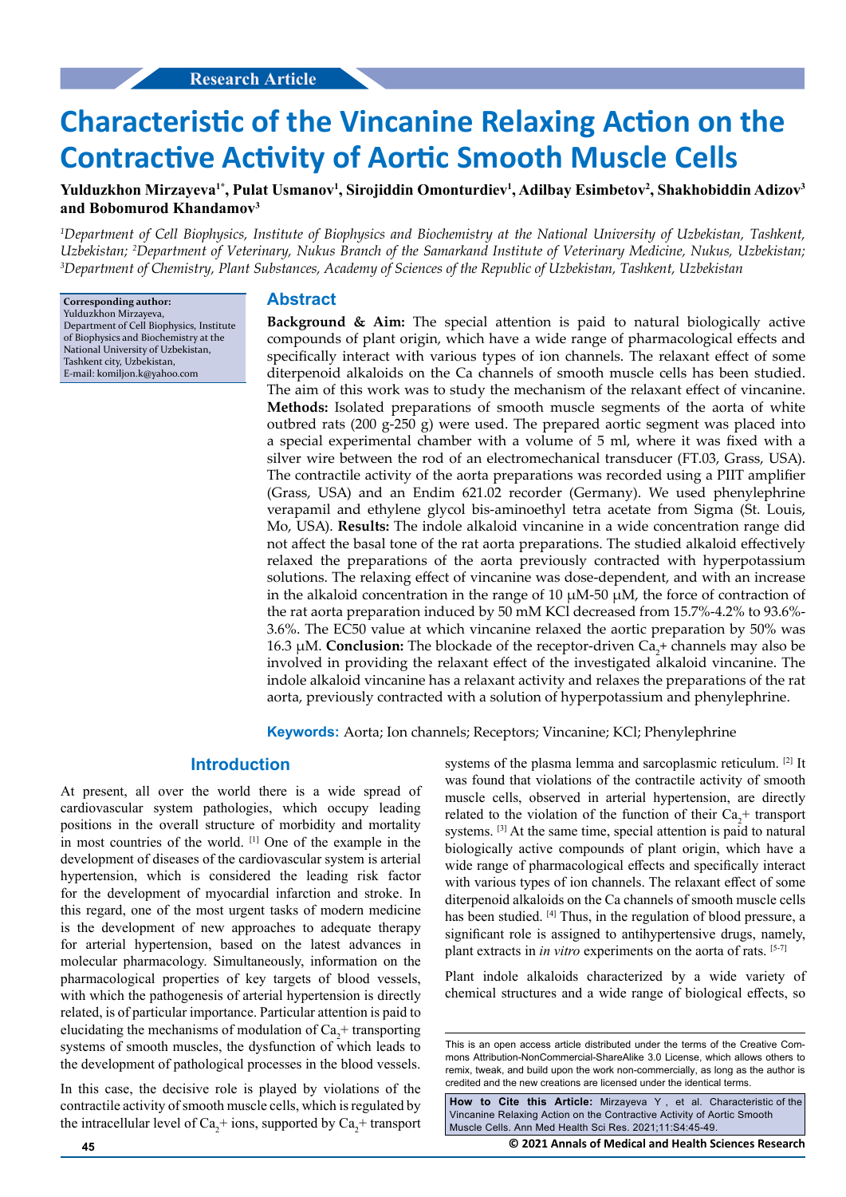Research Article

# Characteristic of the Vincanine Relaxing Action on the Contractive Activity of Aortic Smooth Muscle Cells

**Yulduzkhon Mirzayeva[1*], Pulat Usmanov[1], Sirojiddin Omonturdiev[1], Adilbay Esimbetov[2], Shakhobiddin Adizov[3] and Bobomurod Khandamov[3]**

*[1]Department of Cell Biophysics, Institute of Biophysics and Biochemistry at the National University of Uzbekistan, Tashkent, Uzbekistan; [2]Department of Veterinary, Nukus Branch of the Samarkand Institute of Veterinary Medicine, Nukus, Uzbekistan; [3]Department of Chemistry, Plant Substances, Academy of Sciences of the Republic of Uzbekistan, Tashkent, Uzbekistan*

**Corresponding author:** Yulduzkhon Mirzayeva, Department of Cell Biophysics, Institute of Biophysics and Biochemistry at the National University of Uzbekistan, Tashkent city, Uzbekistan, E-mail: komiljon.k@yahoo.com

## Abstract

**Background & Aim:** The special attention is paid to natural biologically active compounds of plant origin, which have a wide range of pharmacological effects and specifically interact with various types of ion channels. The relaxant effect of some diterpenoid alkaloids on the Ca channels of smooth muscle cells has been studied. The aim of this work was to study the mechanism of the relaxant effect of vincanine. **Methods:** Isolated preparations of smooth muscle segments of the aorta of white outbred rats (200 g-250 g) were used. The prepared aortic segment was placed into a special experimental chamber with a volume of 5 ml, where it was fixed with a silver wire between the rod of an electromechanical transducer (FT.03, Grass, USA). The contractile activity of the aorta preparations was recorded using a PIIT amplifier (Grass, USA) and an Endim 621.02 recorder (Germany). We used phenylephrine verapamil and ethylene glycol bis-aminoethyl tetra acetate from Sigma (St. Louis, Mo, USA). **Results:** The indole alkaloid vincanine in a wide concentration range did not affect the basal tone of the rat aorta preparations. The studied alkaloid effectively relaxed the preparations of the aorta previously contracted with hyperpotassium solutions. The relaxing effect of vincanine was dose-dependent, and with an increase in the alkaloid concentration in the range of 10 μM-50 μM, the force of contraction of the rat aorta preparation induced by 50 mM KCl decreased from 15.7%-4.2% to 93.6%-3.6%. The EC50 value at which vincanine relaxed the aortic preparation by 50% was 16.3 μM. **Conclusion:** The blockade of the receptor-driven $Ca_2$+ channels may also be involved in providing the relaxant effect of the investigated alkaloid vincanine. The indole alkaloid vincanine has a relaxant activity and relaxes the preparations of the rat aorta, previously contracted with a solution of hyperpotassium and phenylephrine.

**Keywords:** Aorta; Ion channels; Receptors; Vincanine; KCl; Phenylephrine

## Introduction

At present, all over the world there is a wide spread of cardiovascular system pathologies, which occupy leading positions in the overall structure of morbidity and mortality in most countries of the world. [1] One of the example in the development of diseases of the cardiovascular system is arterial hypertension, which is considered the leading risk factor for the development of myocardial infarction and stroke. In this regard, one of the most urgent tasks of modern medicine is the development of new approaches to adequate therapy for arterial hypertension, based on the latest advances in molecular pharmacology. Simultaneously, information on the pharmacological properties of key targets of blood vessels, with which the pathogenesis of arterial hypertension is directly related, is of particular importance. Particular attention is paid to elucidating the mechanisms of modulation of $Ca_2$+ transporting systems of smooth muscles, the dysfunction of which leads to the development of pathological processes in the blood vessels.

In this case, the decisive role is played by violations of the contractile activity of smooth muscle cells, which is regulated by the intracellular level of $Ca_2$+ ions, supported by $Ca_2$+ transport systems of the plasma lemma and sarcoplasmic reticulum. [2] It was found that violations of the contractile activity of smooth muscle cells, observed in arterial hypertension, are directly related to the violation of the function of their $Ca_2$+ transport systems. [3] At the same time, special attention is paid to natural biologically active compounds of plant origin, which have a wide range of pharmacological effects and specifically interact with various types of ion channels. The relaxant effect of some diterpenoid alkaloids on the Ca channels of smooth muscle cells has been studied. [4] Thus, in the regulation of blood pressure, a significant role is assigned to antihypertensive drugs, namely, plant extracts in *in vitro* experiments on the aorta of rats. [5-7]

Plant indole alkaloids characterized by a wide variety of chemical structures and a wide range of biological effects, so

This is an open access article distributed under the terms of the Creative Commons Attribution-NonCommercial-ShareAlike 3.0 License, which allows others to remix, tweak, and build upon the work non-commercially, as long as the author is credited and the new creations are licensed under the identical terms.

**How to Cite this Article:** Mirzayeva Y , et al. Characteristic of the Vincanine Relaxing Action on the Contractive Activity of Aortic Smooth Muscle Cells. Ann Med Health Sci Res. 2021;11:S4:45-49.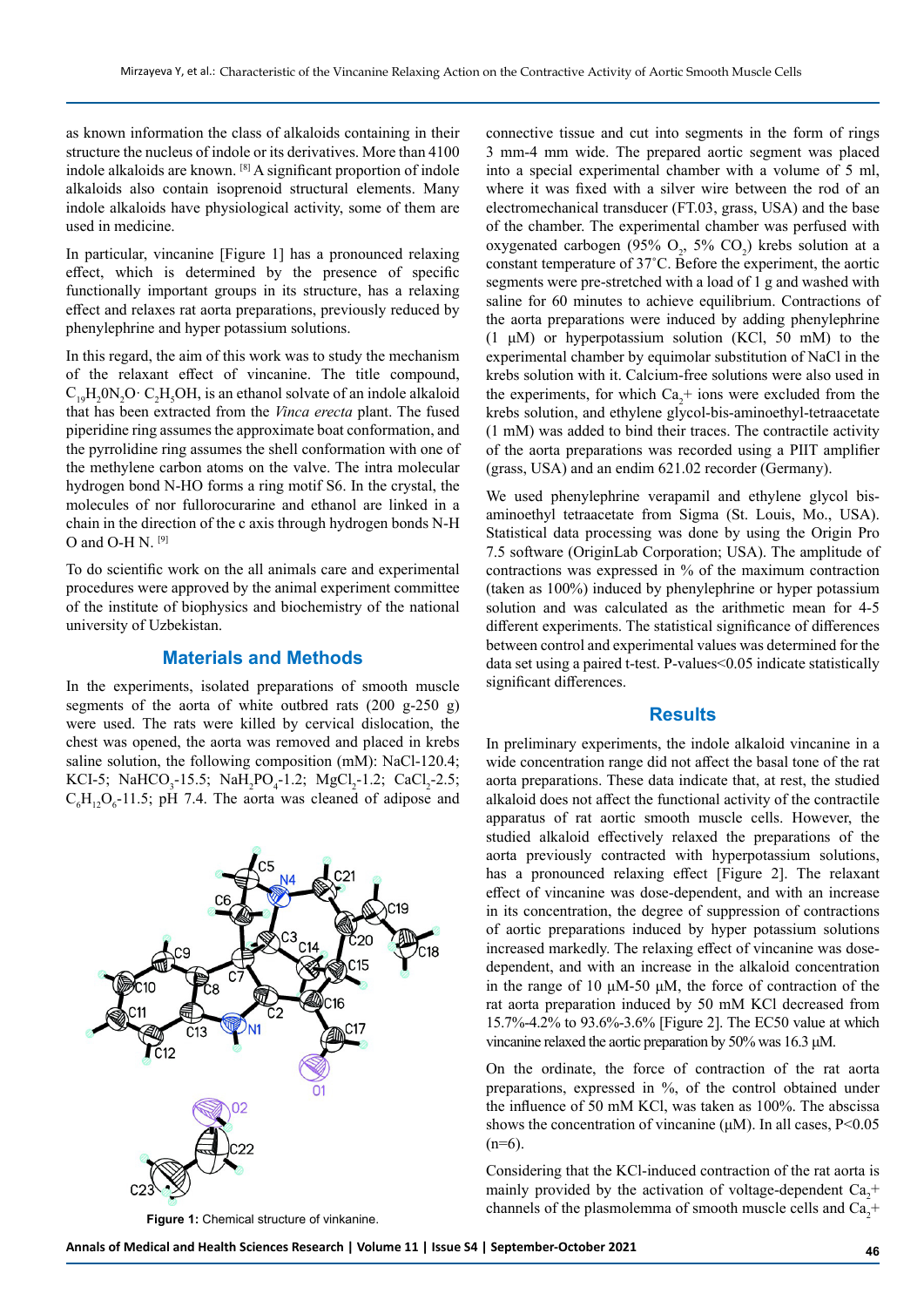as known information the class of alkaloids containing in their structure the nucleus of indole or its derivatives. More than 4100 indole alkaloids are known. [8] A significant proportion of indole alkaloids also contain isoprenoid structural elements. Many indole alkaloids have physiological activity, some of them are used in medicine.

In particular, vincanine [Figure 1] has a pronounced relaxing effect, which is determined by the presence of specific functionally important groups in its structure, has a relaxing effect and relaxes rat aorta preparations, previously reduced by phenylephrine and hyper potassium solutions.

In this regard, the aim of this work was to study the mechanism of the relaxant effect of vincanine. The title compound, $C_{19}H_20N_2O \cdot C_2H_5OH$, is an ethanol solvate of an indole alkaloid that has been extracted from the *Vinca erecta* plant. The fused piperidine ring assumes the approximate boat conformation, and the pyrrolidine ring assumes the shell conformation with one of the methylene carbon atoms on the valve. The intra molecular hydrogen bond N-HO forms a ring motif S6. In the crystal, the molecules of nor fullorocurarine and ethanol are linked in a chain in the direction of the c axis through hydrogen bonds N-H O and O-H N. [9]

To do scientific work on the all animals care and experimental procedures were approved by the animal experiment committee of the institute of biophysics and biochemistry of the national university of Uzbekistan.

## Materials and Methods

In the experiments, isolated preparations of smooth muscle segments of the aorta of white outbred rats (200 g-250 g) were used. The rats were killed by cervical dislocation, the chest was opened, the aorta was removed and placed in krebs saline solution, the following composition (mM): NaCl-120.4; KCl-5; $NaHCO_3$-15.5; $NaH_2PO_4$-1.2; $MgCl_2$-1.2; $CaCl_2$-2.5; $C_6H_{12}O_6$-11.5; pH 7.4. The aorta was cleaned of adipose and connective tissue and cut into segments in the form of rings 3 mm-4 mm wide. The prepared aortic segment was placed into a special experimental chamber with a volume of 5 ml, where it was fixed with a silver wire between the rod of an electromechanical transducer (FT.03, grass, USA) and the base of the chamber. The experimental chamber was perfused with oxygenated carbogen (95% $O_2$, 5% $CO_2$) krebs solution at a constant temperature of 37°C. Before the experiment, the aortic segments were pre-stretched with a load of 1 g and washed with saline for 60 minutes to achieve equilibrium. Contractions of the aorta preparations were induced by adding phenylephrine (1 μM) or hyperpotassium solution (KCl, 50 mM) to the experimental chamber by equimolar substitution of NaCl in the krebs solution with it. Calcium-free solutions were also used in the experiments, for which $Ca_2$+ ions were excluded from the krebs solution, and ethylene glycol-bis-aminoethyl-tetraacetate (1 mM) was added to bind their traces. The contractile activity of the aorta preparations was recorded using a PIIT amplifier (grass, USA) and an endim 621.02 recorder (Germany).

We used phenylephrine verapamil and ethylene glycol bis-aminoethyl tetraacetate from Sigma (St. Louis, Mo., USA). Statistical data processing was done by using the Origin Pro 7.5 software (OriginLab Corporation; USA). The amplitude of contractions was expressed in % of the maximum contraction (taken as 100%) induced by phenylephrine or hyper potassium solution and was calculated as the arithmetic mean for 4-5 different experiments. The statistical significance of differences between control and experimental values was determined for the data set using a paired t-test. P-values<0.05 indicate statistically significant differences.

Figure 1: Chemical structure of vinkanine.

## Results

In preliminary experiments, the indole alkaloid vincanine in a wide concentration range did not affect the basal tone of the rat aorta preparations. These data indicate that, at rest, the studied alkaloid does not affect the functional activity of the contractile apparatus of rat aortic smooth muscle cells. However, the studied alkaloid effectively relaxed the preparations of the aorta previously contracted with hyperpotassium solutions, has a pronounced relaxing effect [Figure 2]. The relaxant effect of vincanine was dose-dependent, and with an increase in its concentration, the degree of suppression of contractions of aortic preparations induced by hyper potassium solutions increased markedly. The relaxing effect of vincanine was dose-dependent, and with an increase in the alkaloid concentration in the range of 10 μM-50 μM, the force of contraction of the rat aorta preparation induced by 50 mM KCl decreased from 15.7%-4.2% to 93.6%-3.6% [Figure 2]. The EC50 value at which vincanine relaxed the aortic preparation by 50% was 16.3 μM.

On the ordinate, the force of contraction of the rat aorta preparations, expressed in %, of the control obtained under the influence of 50 mM KCl, was taken as 100%. The abscissa shows the concentration of vincanine (μM). In all cases, P<0.05 (n=6).

Considering that the KCl-induced contraction of the rat aorta is mainly provided by the activation of voltage-dependent $Ca_2$+ channels of the plasmolemma of smooth muscle cells and $Ca_2$+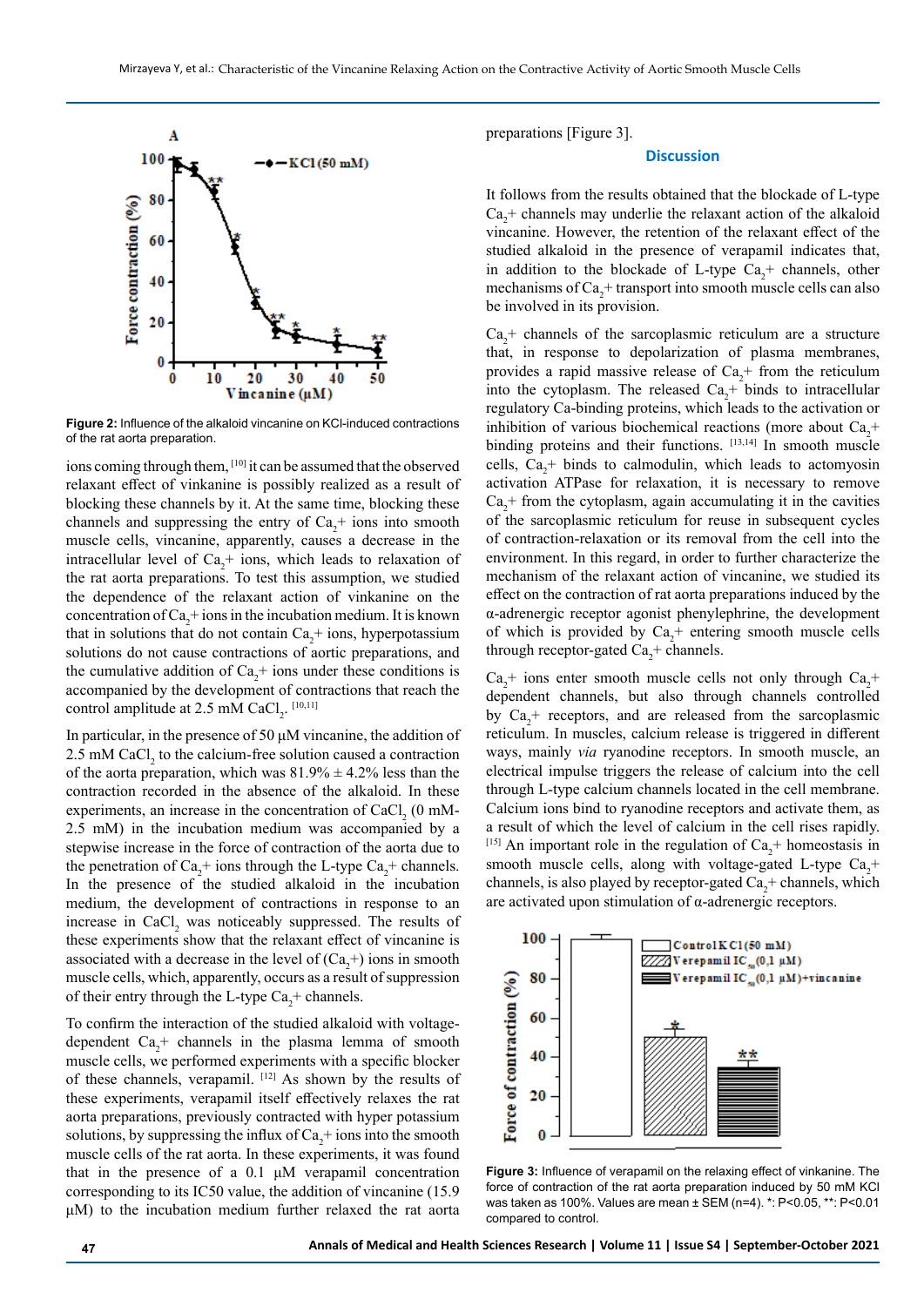Figure 2: Influence of the alkaloid vincanine on KCl-induced contractions of the rat aorta preparation.

ions coming through them,[10] it can be assumed that the observed relaxant effect of vinkanine is possibly realized as a result of blocking these channels by it. At the same time, blocking these channels and suppressing the entry of $Ca_2$+ ions into smooth muscle cells, vincanine, apparently, causes a decrease in the intracellular level of $Ca_2$+ ions, which leads to relaxation of the rat aorta preparations. To test this assumption, we studied the dependence of the relaxant action of vinkanine on the concentration of $Ca_2$+ ions in the incubation medium. It is known that in solutions that do not contain $Ca_2$+ ions, hyperpotassium solutions do not cause contractions of aortic preparations, and the cumulative addition of $Ca_2$+ ions under these conditions is accompanied by the development of contractions that reach the control amplitude at 2.5 mM $CaCl_2$.[10,11]

In particular, in the presence of 50 μM vincanine, the addition of 2.5 mM $CaCl_2$ to the calcium-free solution caused a contraction of the aorta preparation, which was 81.9% ± 4.2% less than the contraction recorded in the absence of the alkaloid. In these experiments, an increase in the concentration of $CaCl_2$ (0 mM-2.5 mM) in the incubation medium was accompanied by a stepwise increase in the force of contraction of the aorta due to the penetration of $Ca_2$+ ions through the L-type $Ca_2$+ channels. In the presence of the studied alkaloid in the incubation medium, the development of contractions in response to an increase in $CaCl_2$ was noticeably suppressed. The results of these experiments show that the relaxant effect of vincanine is associated with a decrease in the level of ($Ca_2$+) ions in smooth muscle cells, which, apparently, occurs as a result of suppression of their entry through the L-type $Ca_2$+ channels.

To confirm the interaction of the studied alkaloid with voltage-dependent $Ca_2$+ channels in the plasma lemma of smooth muscle cells, we performed experiments with a specific blocker of these channels, verapamil.[12] As shown by the results of these experiments, verapamil itself effectively relaxes the rat aorta preparations, previously contracted with hyper potassium solutions, by suppressing the influx of $Ca_2$+ ions into the smooth muscle cells of the rat aorta. In these experiments, it was found that in the presence of a 0.1 μM verapamil concentration corresponding to its IC50 value, the addition of vincanine (15.9 μM) to the incubation medium further relaxed the rat aorta preparations [Figure 3].

## Discussion

It follows from the results obtained that the blockade of L-type $Ca_2$+ channels may underlie the relaxant action of the alkaloid vincanine. However, the retention of the relaxant effect of the studied alkaloid in the presence of verapamil indicates that, in addition to the blockade of L-type $Ca_2$+ channels, other mechanisms of $Ca_2$+ transport into smooth muscle cells can also be involved in its provision.

$Ca_2$+ channels of the sarcoplasmic reticulum are a structure that, in response to depolarization of plasma membranes, provides a rapid massive release of $Ca_2$+ from the reticulum into the cytoplasm. The released $Ca_2$+ binds to intracellular regulatory Ca-binding proteins, which leads to the activation or inhibition of various biochemical reactions (more about $Ca_2$+ binding proteins and their functions.[13,14] In smooth muscle cells, $Ca_2$+ binds to calmodulin, which leads to actomyosin activation ATPase for relaxation, it is necessary to remove $Ca_2$+ from the cytoplasm, again accumulating it in the cavities of the sarcoplasmic reticulum for reuse in subsequent cycles of contraction-relaxation or its removal from the cell into the environment. In this regard, in order to further characterize the mechanism of the relaxant action of vincanine, we studied its effect on the contraction of rat aorta preparations induced by the α-adrenergic receptor agonist phenylephrine, the development of which is provided by $Ca_2$+ entering smooth muscle cells through receptor-gated $Ca_2$+ channels.

$Ca_2$+ ions enter smooth muscle cells not only through $Ca_2$+ dependent channels, but also through channels controlled by $Ca_2$+ receptors, and are released from the sarcoplasmic reticulum. In muscles, calcium release is triggered in different ways, mainly *via* ryanodine receptors. In smooth muscle, an electrical impulse triggers the release of calcium into the cell through L-type calcium channels located in the cell membrane. Calcium ions bind to ryanodine receptors and activate them, as a result of which the level of calcium in the cell rises rapidly.[15] An important role in the regulation of $Ca_2$+ homeostasis in smooth muscle cells, along with voltage-gated L-type $Ca_2$+ channels, is also played by receptor-gated $Ca_2$+ channels, which are activated upon stimulation of α-adrenergic receptors.

Figure 3: Influence of verapamil on the relaxing effect of vinkanine. The force of contraction of the rat aorta preparation induced by 50 mM KCl was taken as 100%. Values are mean ± SEM (n=4). *: P<0.05, **: P<0.01 compared to control.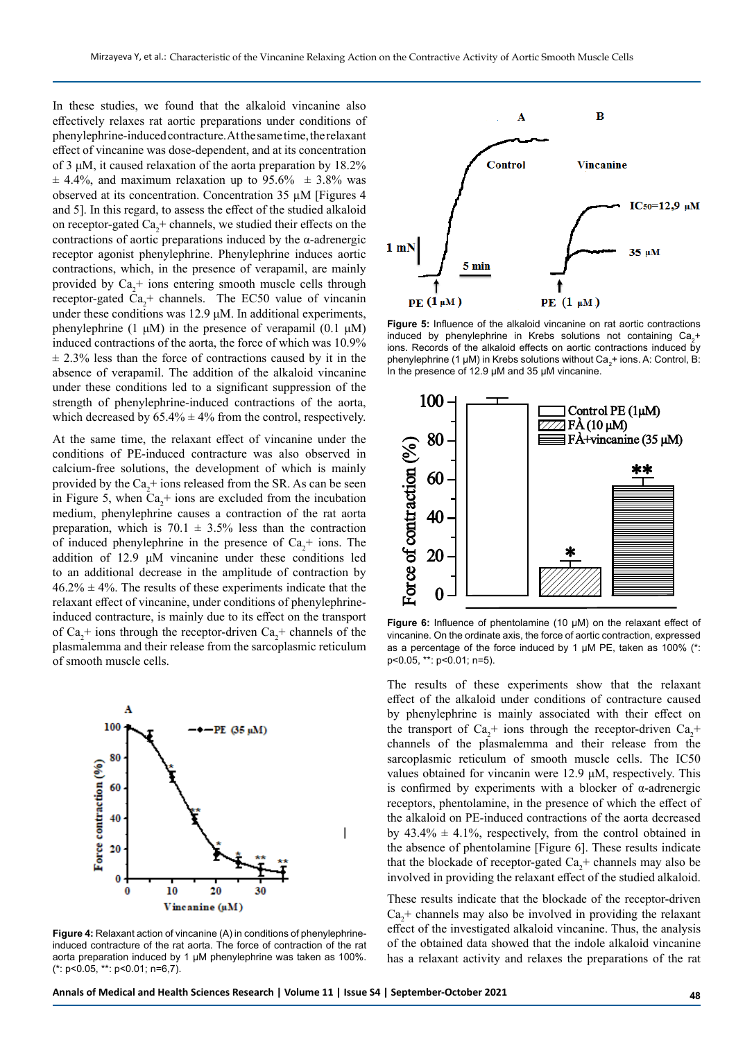In these studies, we found that the alkaloid vincanine also effectively relaxes rat aortic preparations under conditions of phenylephrine-induced contracture. At the same time, the relaxant effect of vincanine was dose-dependent, and at its concentration of 3 μM, it caused relaxation of the aorta preparation by 18.2% ± 4.4%, and maximum relaxation up to 95.6% ± 3.8% was observed at its concentration. Concentration 35 μM [Figures 4 and 5]. In this regard, to assess the effect of the studied alkaloid on receptor-gated $Ca_2$+ channels, we studied their effects on the contractions of aortic preparations induced by the α-adrenergic receptor agonist phenylephrine. Phenylephrine induces aortic contractions, which, in the presence of verapamil, are mainly provided by $Ca_2$+ ions entering smooth muscle cells through receptor-gated $Ca_2$+ channels. The EC50 value of vincanin under these conditions was 12.9 μM. In additional experiments, phenylephrine (1 μM) in the presence of verapamil (0.1 μM) induced contractions of the aorta, the force of which was 10.9% ± 2.3% less than the force of contractions caused by it in the absence of verapamil. The addition of the alkaloid vincanine under these conditions led to a significant suppression of the strength of phenylephrine-induced contractions of the aorta, which decreased by 65.4% ± 4% from the control, respectively.

At the same time, the relaxant effect of vincanine under the conditions of PE-induced contracture was also observed in calcium-free solutions, the development of which is mainly provided by the $Ca_2$+ ions released from the SR. As can be seen in Figure 5, when $Ca_2$+ ions are excluded from the incubation medium, phenylephrine causes a contraction of the rat aorta preparation, which is 70.1 ± 3.5% less than the contraction of induced phenylephrine in the presence of $Ca_2$+ ions. The addition of 12.9 μM vincanine under these conditions led to an additional decrease in the amplitude of contraction by 46.2% ± 4%. The results of these experiments indicate that the relaxant effect of vincanine, under conditions of phenylephrine-induced contracture, is mainly due to its effect on the transport of $Ca_2$+ ions through the receptor-driven $Ca_2$+ channels of the plasmalemma and their release from the sarcoplasmic reticulum of smooth muscle cells.

**Figure 4:** Relaxant action of vincanine (A) in conditions of phenylephrine-induced contracture of the rat aorta. The force of contraction of the rat aorta preparation induced by 1 μM phenylephrine was taken as 100%. (*: p<0.05, **: p<0.01; n=6,7).

**Figure 5:** Influence of the alkaloid vincanine on rat aortic contractions induced by phenylephrine in Krebs solutions not containing $Ca_2$+ ions. Records of the alkaloid effects on aortic contractions induced by phenylephrine (1 μM) in Krebs solutions without $Ca_2$+ ions. A: Control, B: In the presence of 12.9 μM and 35 μM vincanine.

**Figure 6:** Influence of phentolamine (10 μM) on the relaxant effect of vincanine. On the ordinate axis, the force of aortic contraction, expressed as a percentage of the force induced by 1 μM PE, taken as 100% (*: p<0.05, **: p<0.01; n=5).

The results of these experiments show that the relaxant effect of the alkaloid under conditions of contracture caused by phenylephrine is mainly associated with their effect on the transport of $Ca_2$+ ions through the receptor-driven $Ca_2$+ channels of the plasmalemma and their release from the sarcoplasmic reticulum of smooth muscle cells. The IC50 values obtained for vincanin were 12.9 μM, respectively. This is confirmed by experiments with a blocker of α-adrenergic receptors, phentolamine, in the presence of which the effect of the alkaloid on PE-induced contractions of the aorta decreased by 43.4% ± 4.1%, respectively, from the control obtained in the absence of phentolamine [Figure 6]. These results indicate that the blockade of receptor-gated $Ca_2$+ channels may also be involved in providing the relaxant effect of the studied alkaloid.

These results indicate that the blockade of the receptor-driven $Ca_2$+ channels may also be involved in providing the relaxant effect of the investigated alkaloid vincanine. Thus, the analysis of the obtained data showed that the indole alkaloid vincanine has a relaxant activity and relaxes the preparations of the rat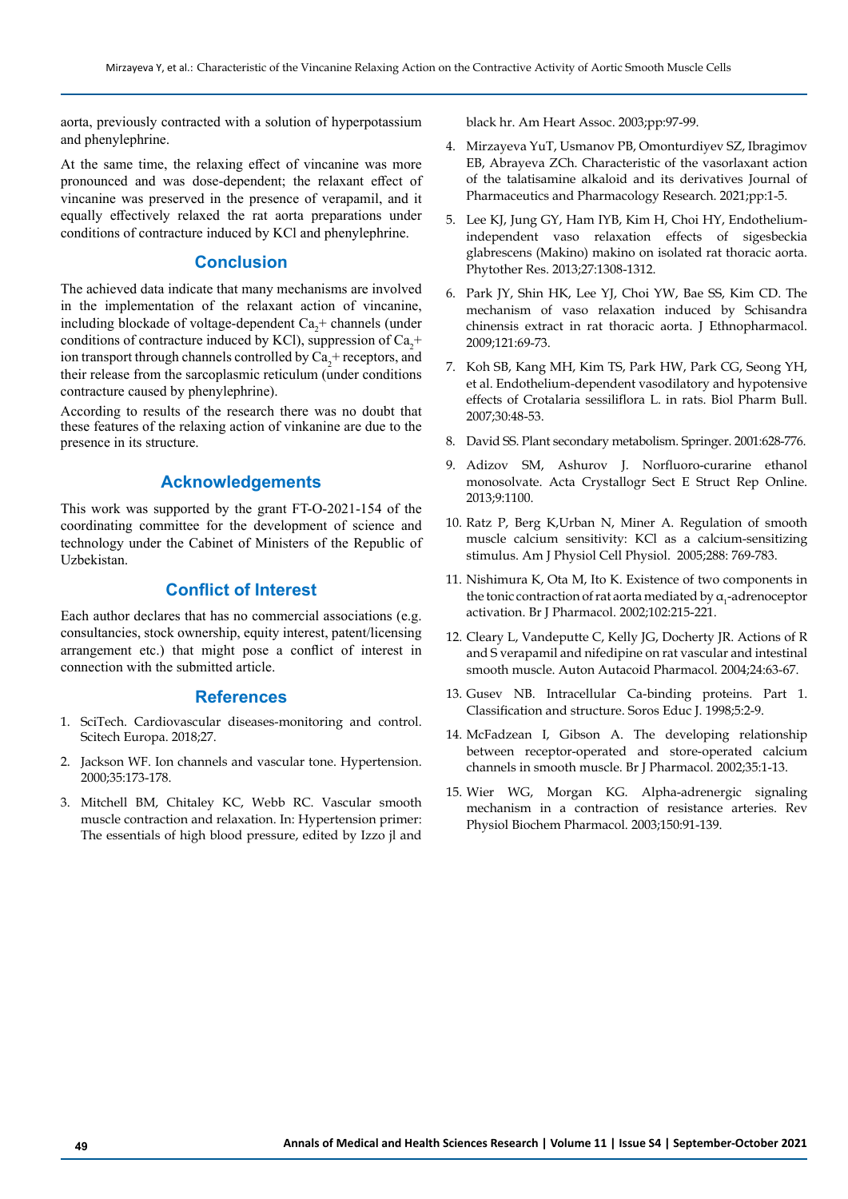aorta, previously contracted with a solution of hyperpotassium and phenylephrine.

At the same time, the relaxing effect of vincanine was more pronounced and was dose-dependent; the relaxant effect of vincanine was preserved in the presence of verapamil, and it equally effectively relaxed the rat aorta preparations under conditions of contracture induced by KCl and phenylephrine.

## Conclusion

The achieved data indicate that many mechanisms are involved in the implementation of the relaxant action of vincanine, including blockade of voltage-dependent $Ca_2+$ channels (under conditions of contracture induced by KCl), suppression of $Ca_2+$ ion transport through channels controlled by $Ca_2+$ receptors, and their release from the sarcoplasmic reticulum (under conditions contracture caused by phenylephrine).

According to results of the research there was no doubt that these features of the relaxing action of vinkanine are due to the presence in its structure.

## Acknowledgements

This work was supported by the grant FT-O-2021-154 of the coordinating committee for the development of science and technology under the Cabinet of Ministers of the Republic of Uzbekistan.

## Conflict of Interest

Each author declares that has no commercial associations (e.g. consultancies, stock ownership, equity interest, patent/licensing arrangement etc.) that might pose a conflict of interest in connection with the submitted article.

## References

1. SciTech. Cardiovascular diseases-monitoring and control. Scitech Europa. 2018;27.
2. Jackson WF. Ion channels and vascular tone. Hypertension. 2000;35:173-178.
3. Mitchell BM, Chitaley KC, Webb RC. Vascular smooth muscle contraction and relaxation. In: Hypertension primer: The essentials of high blood pressure, edited by Izzo jl and black hr. Am Heart Assoc. 2003;pp:97-99.
4. Mirzayeva YuT, Usmanov PB, Omonturdiyev SZ, Ibragimov EB, Abrayeva ZCh. Characteristic of the vasorlaxant action of the talatisamine alkaloid and its derivatives Journal of Pharmaceutics and Pharmacology Research. 2021;pp:1-5.
5. Lee KJ, Jung GY, Ham IYB, Kim H, Choi HY, Endothelium-independent vaso relaxation effects of sigesbeckia glabrescens (Makino) makino on isolated rat thoracic aorta. Phytother Res. 2013;27:1308-1312.
6. Park JY, Shin HK, Lee YJ, Choi YW, Bae SS, Kim CD. The mechanism of vaso relaxation induced by Schisandra chinensis extract in rat thoracic aorta. J Ethnopharmacol. 2009;121:69-73.
7. Koh SB, Kang MH, Kim TS, Park HW, Park CG, Seong YH, et al. Endothelium-dependent vasodilatory and hypotensive effects of Crotalaria sessiliflora L. in rats. Biol Pharm Bull. 2007;30:48-53.
8. David SS. Plant secondary metabolism. Springer. 2001:628-776.
9. Adizov SM, Ashurov J. Norfluoro-curarine ethanol monosolvate. Acta Crystallogr Sect E Struct Rep Online. 2013;9:1100.
10. Ratz P, Berg K,Urban N, Miner A. Regulation of smooth muscle calcium sensitivity: KCl as a calcium-sensitizing stimulus. Am J Physiol Cell Physiol. 2005;288: 769-783.
11. Nishimura K, Ota M, Ito K. Existence of two components in the tonic contraction of rat aorta mediated by $\alpha_1$-adrenoceptor activation. Br J Pharmacol. 2002;102:215-221.
12. Cleary L, Vandeputte C, Kelly JG, Docherty JR. Actions of R and S verapamil and nifedipine on rat vascular and intestinal smooth muscle. Auton Autacoid Pharmacol. 2004;24:63-67.
13. Gusev NB. Intracellular Ca-binding proteins. Part 1. Classification and structure. Soros Educ J. 1998;5:2-9.
14. McFadzean I, Gibson A. The developing relationship between receptor-operated and store-operated calcium channels in smooth muscle. Br J Pharmacol. 2002;35:1-13.
15. Wier WG, Morgan KG. Alpha-adrenergic signaling mechanism in a contraction of resistance arteries. Rev Physiol Biochem Pharmacol. 2003;150:91-139.